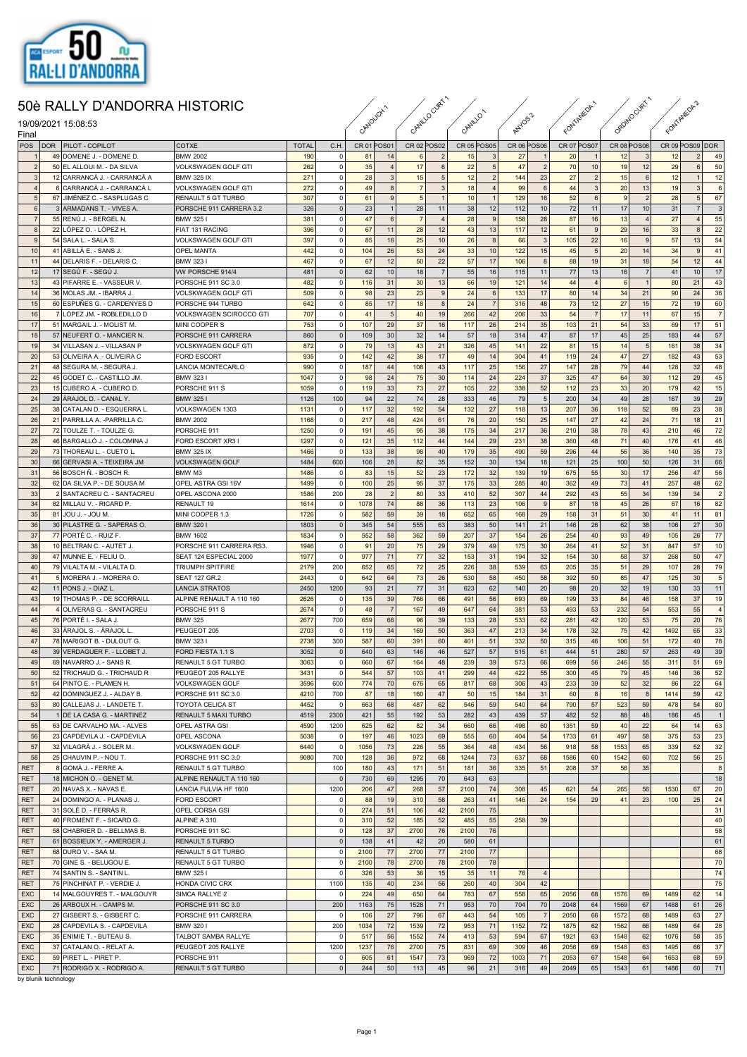# 50è RALLY D'ANDORRA HISTORIC

19/09/2021 15:08:53

Final

| POS | DOR | PILOT - COPILOT | COTXE | TOTAL | C.H. | CANOLICH 1 CR 01 | POS01 | CANILLO CURT 1 CR 02 | POS02 | CANILLO 1 CR 05 | POS05 | ANYOS 2 CR 06 | POS06 | FONTANEDA 1 CR 07 | POS07 | ORDINO CURT 1 CR 08 | POS08 | FONTANEDA 2 CR 09 | POS09 | DOR |
|---|---|---|---|---|---|---|---|---|---|---|---|---|---|---|---|---|---|---|---|---|
| 1 | 49 | DOMENE J. - DOMENE D. | BMW 2002 | 190 | 0 | 81 | 14 | 6 | 2 | 15 | 3 | 27 | 1 | 20 | 1 | 12 | 3 | 12 | 2 | 49 |
| 2 | 50 | EL ALLOUI M. - DA SILVA | VOLKSWAGEN GOLF GTI | 262 | 0 | 35 | 4 | 17 | 6 | 22 | 5 | 47 | 2 | 70 | 10 | 19 | 12 | 29 | 6 | 50 |
| 3 | 12 | CARRANCÀ J. - CARRANCÀ A | BMW 325 IX | 271 | 0 | 28 | 3 | 15 | 5 | 12 | 2 | 144 | 23 | 27 | 2 | 15 | 6 | 12 | 1 | 12 |
| 4 | 6 | CARRANCÀ J. - CARRANCÀ L | VOLKSWAGEN GOLF GTI | 272 | 0 | 49 | 8 | 7 | 3 | 18 | 4 | 99 | 6 | 44 | 3 | 20 | 13 | 19 | 3 | 6 |
| 5 | 67 | JIMÉNEZ C. - SASPLUGAS C | RENAULT 5 GT TURBO | 307 | 0 | 61 | 9 | 5 | 1 | 10 | 1 | 129 | 16 | 52 | 6 | 9 | 2 | 28 | 5 | 67 |
| 6 | 3 | ARMADANS T. - VIVES A. | PORSCHE 911 CARRERA 3.2 | 326 | 0 | 23 | 1 | 28 | 11 | 38 | 12 | 112 | 10 | 72 | 11 | 17 | 10 | 31 | 7 | 3 |
| 7 | 55 | RENÚ J. - BERGEL N. | BMW 325 I | 381 | 0 | 47 | 6 | 7 | 4 | 28 | 9 | 158 | 28 | 87 | 16 | 13 | 4 | 27 | 4 | 55 |
| 8 | 22 | LÓPEZ O. - LÓPEZ H. | FIAT 131 RACING | 396 | 0 | 67 | 11 | 28 | 12 | 43 | 13 | 117 | 12 | 61 | 9 | 29 | 16 | 33 | 8 | 22 |
| 9 | 54 | SALA L. - SALA S. | VOLKSWAGEN GOLF GTI | 397 | 0 | 85 | 16 | 25 | 10 | 26 | 8 | 66 | 3 | 105 | 22 | 16 | 9 | 57 | 13 | 54 |
| 10 | 41 | ABILLÀ E. - SANS J. | OPEL MANTA | 442 | 0 | 104 | 26 | 53 | 24 | 33 | 10 | 122 | 15 | 45 | 5 | 20 | 14 | 34 | 9 | 41 |
| 11 | 44 | DELARIS F. - DELARIS C. | BMW 323 I | 467 | 0 | 67 | 12 | 50 | 22 | 57 | 17 | 106 | 8 | 88 | 19 | 31 | 18 | 54 | 12 | 44 |
| 12 | 17 | SEGÚ F. - SEGÚ J. | VW PORSCHE 914/4 | 481 | 0 | 62 | 10 | 18 | 7 | 55 | 16 | 115 | 11 | 77 | 13 | 16 | 7 | 41 | 10 | 17 |
| 13 | 43 | PIFARRE E. - VASSEUR V. | PORSCHE 911 SC 3.0 | 482 | 0 | 116 | 31 | 30 | 13 | 66 | 19 | 121 | 14 | 44 | 4 | 6 | 1 | 80 | 21 | 43 |
| 14 | 36 | MOLAS JM. - IBARRA J. | VOLKSWAGEN GOLF GTI | 509 | 0 | 98 | 23 | 23 | 9 | 24 | 6 | 133 | 17 | 80 | 14 | 34 | 21 | 90 | 24 | 36 |
| 15 | 60 | ESPUÑES G. - CARDENYES D | PORSCHE 944 TURBO | 642 | 0 | 85 | 17 | 18 | 8 | 24 | 7 | 316 | 48 | 73 | 12 | 27 | 15 | 72 | 19 | 60 |
| 16 | 7 | LÓPEZ JM. - ROBLEDILLO D | VOLKSWAGEN SCIROCCO GTI | 707 | 0 | 41 | 5 | 40 | 19 | 266 | 42 | 206 | 33 | 54 | 7 | 17 | 11 | 67 | 15 | 7 |
| 17 | 51 | MARGAIL J. - MOLIST M. | MINI COOPER S | 753 | 0 | 107 | 29 | 37 | 16 | 117 | 26 | 214 | 35 | 103 | 21 | 54 | 33 | 69 | 17 | 51 |
| 18 | 57 | NEUFERT O. - MANCIER N. | PORSCHE 911 CARRERA | 860 | 0 | 109 | 30 | 32 | 14 | 57 | 18 | 314 | 47 | 87 | 17 | 45 | 25 | 183 | 44 | 57 |
| 19 | 34 | VILLASAN J. - VILLASAN P | VOLKSWAGEN GOLF GTI | 872 | 0 | 79 | 13 | 43 | 21 | 326 | 45 | 141 | 22 | 81 | 15 | 14 | 5 | 161 | 38 | 34 |
| 20 | 53 | OLIVEIRA A. - OLIVEIRA C | FORD ESCORT | 935 | 0 | 142 | 42 | 38 | 17 | 49 | 14 | 304 | 41 | 119 | 24 | 47 | 27 | 182 | 43 | 53 |
| 21 | 48 | SEGURA M. - SEGURA J. | LANCIA MONTECARLO | 990 | 0 | 187 | 44 | 108 | 43 | 117 | 25 | 156 | 27 | 147 | 28 | 79 | 44 | 128 | 32 | 48 |
| 22 | 45 | GODET C. - CASTILLO JM. | BMW 323 I | 1047 | 0 | 98 | 24 | 75 | 30 | 114 | 24 | 224 | 37 | 325 | 47 | 64 | 39 | 112 | 29 | 45 |
| 23 | 15 | CUBERO A. - CUBERO D. | PORSCHE 911 S | 1059 | 0 | 119 | 33 | 73 | 27 | 105 | 22 | 338 | 52 | 112 | 23 | 33 | 20 | 179 | 42 | 15 |
| 24 | 29 | ÀRAJOL D. - CANAL Y. | BMW 325 I | 1126 | 100 | 94 | 22 | 74 | 28 | 333 | 46 | 79 | 5 | 200 | 34 | 49 | 28 | 167 | 39 | 29 |
| 25 | 38 | CATALAN D. - ESQUERRA L. | VOLKSWAGEN 1303 | 1131 | 0 | 117 | 32 | 192 | 54 | 132 | 27 | 118 | 13 | 207 | 36 | 118 | 52 | 89 | 23 | 38 |
| 26 | 21 | PARRILLA A. -PARRILLA C. | BMW 2002 | 1168 | 0 | 217 | 48 | 424 | 61 | 76 | 20 | 150 | 25 | 147 | 27 | 42 | 24 | 71 | 18 | 21 |
| 27 | 72 | TOULZE T. - TOULZE G. | PORSCHE 911 | 1250 | 0 | 191 | 45 | 95 | 38 | 175 | 34 | 217 | 36 | 210 | 38 | 78 | 43 | 210 | 46 | 72 |
| 28 | 46 | BARGALLÓ J. - COLOMINA J | FORD ESCORT XR3 I | 1297 | 0 | 121 | 35 | 112 | 44 | 144 | 29 | 231 | 38 | 360 | 48 | 71 | 40 | 176 | 41 | 46 |
| 29 | 73 | THOREAU L. - CUETO L. | BMW 325 IX | 1466 | 0 | 133 | 38 | 98 | 40 | 179 | 35 | 490 | 59 | 296 | 44 | 56 | 36 | 140 | 35 | 73 |
| 30 | 66 | GERVASI A. - TEIXEIRA JM | VOLKSWAGEN GOLF | 1484 | 600 | 106 | 28 | 82 | 35 | 152 | 30 | 134 | 18 | 121 | 25 | 100 | 50 | 126 | 31 | 66 |
| 31 | 56 | BOSCH Ñ. - BOSCH R. | BMW M3 | 1486 | 0 | 83 | 15 | 52 | 23 | 172 | 32 | 139 | 19 | 675 | 55 | 30 | 17 | 256 | 47 | 56 |
| 32 | 62 | DA SILVA P. - DE SOUSA M | OPEL ASTRA GSI 16V | 1499 | 0 | 100 | 25 | 95 | 37 | 175 | 33 | 285 | 40 | 362 | 49 | 73 | 41 | 257 | 48 | 62 |
| 33 | 2 | SANTACREU C. - SANTACREU | OPEL ASCONA 2000 | 1586 | 200 | 28 | 2 | 80 | 33 | 410 | 52 | 307 | 44 | 292 | 43 | 55 | 34 | 139 | 34 | 2 |
| 34 | 82 | MILLAU V. - RICARD P. | RENAULT 19 | 1614 | 0 | 1078 | 74 | 88 | 36 | 113 | 23 | 106 | 9 | 87 | 18 | 45 | 26 | 67 | 16 | 82 |
| 35 | 81 | JOU J. - JOU M. | MINI COOPER 1.3 | 1726 | 0 | 582 | 59 | 39 | 18 | 652 | 65 | 168 | 29 | 158 | 31 | 51 | 30 | 41 | 11 | 81 |
| 36 | 30 | PILASTRE G. - SAPERAS O. | BMW 320 I | 1803 | 0 | 345 | 54 | 555 | 63 | 383 | 50 | 141 | 21 | 146 | 26 | 62 | 38 | 106 | 27 | 30 |
| 37 | 77 | PORTÉ C. - RUIZ F. | BMW 1602 | 1834 | 0 | 552 | 58 | 362 | 59 | 207 | 37 | 154 | 26 | 254 | 40 | 93 | 49 | 105 | 26 | 77 |
| 38 | 10 | BELTRAN C. - AUTET J. | PORSCHE 911 CARRERA RS3. | 1946 | 0 | 91 | 20 | 75 | 29 | 379 | 49 | 175 | 30 | 264 | 41 | 52 | 31 | 847 | 57 | 10 |
| 39 | 47 | MUNNE E. - FELIU O. | SEAT 124 ESPECIAL 2000 | 1977 | 0 | 977 | 71 | 77 | 32 | 153 | 31 | 194 | 32 | 154 | 30 | 58 | 37 | 268 | 50 | 47 |
| 40 | 79 | VILALTA M. - VILALTA D. | TRIUMPH SPITFIRE | 2179 | 200 | 652 | 65 | 72 | 25 | 226 | 38 | 539 | 63 | 205 | 35 | 51 | 29 | 107 | 28 | 79 |
| 41 | 5 | MORERA J. - MORERA O. | SEAT 127 GR.2 | 2443 | 0 | 642 | 64 | 73 | 26 | 530 | 58 | 450 | 58 | 392 | 50 | 85 | 47 | 125 | 30 | 5 |
| 42 | 11 | PONS J. - DIAZ L. | LANCIA STRATOS | 2450 | 1200 | 93 | 21 | 77 | 31 | 623 | 62 | 140 | 20 | 98 | 20 | 32 | 19 | 130 | 33 | 11 |
| 43 | 19 | THOMAS P. - DE SCORRAILL | ALPINE RENAULT A 110 160 | 2626 | 0 | 135 | 39 | 766 | 66 | 491 | 56 | 693 | 69 | 199 | 33 | 84 | 46 | 158 | 37 | 19 |
| 44 | 4 | OLIVERAS G. - SANTACREU | PORSCHE 911 S | 2674 | 0 | 48 | 7 | 167 | 49 | 647 | 64 | 381 | 53 | 493 | 53 | 232 | 54 | 553 | 55 | 4 |
| 45 | 76 | PORTÉ I. - SALA J. | BMW 325 | 2677 | 700 | 659 | 66 | 96 | 39 | 133 | 28 | 533 | 62 | 281 | 42 | 120 | 53 | 75 | 20 | 76 |
| 46 | 33 | ÀRAJOL S. - ÀRAJOL L. | PEUGEOT 205 | 2703 | 0 | 119 | 34 | 169 | 50 | 363 | 47 | 213 | 34 | 178 | 32 | 75 | 42 | 1492 | 65 | 33 |
| 47 | 78 | MARIGOT B. - DULOUT G. | BMW 323 I | 2738 | 300 | 587 | 60 | 391 | 60 | 401 | 51 | 332 | 50 | 315 | 46 | 106 | 51 | 172 | 40 | 78 |
| 48 | 39 | VERDAGUER F. - LLOBET J. | FORD FIESTA 1.1 S | 3052 | 0 | 640 | 63 | 146 | 46 | 527 | 57 | 515 | 61 | 444 | 51 | 280 | 57 | 263 | 49 | 39 |
| 49 | 69 | NAVARRO J. - SANS R. | RENAULT 5 GT TURBO | 3063 | 0 | 660 | 67 | 164 | 48 | 239 | 39 | 573 | 66 | 699 | 56 | 246 | 55 | 311 | 51 | 69 |
| 50 | 52 | TRICHAUD G. - TRICHAUD R | PEUGEOT 205 RALLYE | 3431 | 0 | 544 | 57 | 103 | 41 | 299 | 44 | 422 | 55 | 300 | 45 | 79 | 45 | 146 | 36 | 52 |
| 51 | 64 | PINTO E. - PLAMEN H. | VOLKSWAGEN GOLF | 3596 | 600 | 774 | 70 | 676 | 65 | 817 | 68 | 306 | 43 | 233 | 39 | 52 | 32 | 86 | 22 | 64 |
| 52 | 42 | DOMINGUEZ J. - ALDAY B. | PORSCHE 911 SC 3.0 | 4210 | 700 | 87 | 18 | 160 | 47 | 50 | 15 | 184 | 31 | 60 | 8 | 16 | 8 | 1414 | 59 | 42 |
| 53 | 80 | CALLEJAS J. - LANDETE T. | TOYOTA CELICA ST | 4452 | 0 | 663 | 68 | 487 | 62 | 546 | 59 | 540 | 64 | 790 | 57 | 523 | 59 | 478 | 54 | 80 |
| 54 | 1 | DE LA CASA G. - MARTINEZ | RENAULT 5 MAXI TURBO | 4519 | 2300 | 421 | 55 | 192 | 53 | 282 | 43 | 439 | 57 | 482 | 52 | 88 | 48 | 186 | 45 | 1 |
| 55 | 63 | DE CARVALHO MA. - ALVES | OPEL ASTRA GSI | 4590 | 1200 | 625 | 62 | 82 | 34 | 660 | 66 | 498 | 60 | 1351 | 59 | 40 | 22 | 64 | 14 | 63 |
| 56 | 23 | CAPDEVILA J. - CAPDEVILA | OPEL ASCONA | 5038 | 0 | 197 | 46 | 1023 | 69 | 555 | 60 | 404 | 54 | 1733 | 61 | 497 | 58 | 375 | 53 | 23 |
| 57 | 32 | VILAGRÀ J. - SOLER M. | VOLKSWAGEN GOLF | 6440 | 0 | 1056 | 73 | 226 | 55 | 364 | 48 | 434 | 56 | 918 | 58 | 1553 | 65 | 339 | 52 | 32 |
| 58 | 25 | CHAUVIN P. - NOU T. | PORSCHE 911 SC 3.0 | 9080 | 700 | 128 | 36 | 972 | 68 | 1244 | 73 | 637 | 68 | 1586 | 60 | 1542 | 60 | 702 | 56 | 25 |
| RET | 8 | GOMÀ J. - FERRE A. | RENAULT 5 GT TURBO | | 100 | 180 | 43 | 171 | 51 | 181 | 36 | 335 | 51 | 208 | 37 | 56 | 35 | | | 8 |
| RET | 18 | MICHON O. - GENET M. | ALPINE RENAULT A 110 160 | | 0 | 730 | 69 | 1295 | 70 | 643 | 63 | | | | | | | | | 18 |
| RET | 20 | NAVAS X. - NAVAS E. | LANCIA FULVIA HF 1600 | | 1200 | 206 | 47 | 268 | 57 | 2100 | 74 | 308 | 45 | 621 | 54 | 265 | 56 | 1530 | 67 | 20 |
| RET | 24 | DOMINGO A. - PLANAS J. | FORD ESCORT | | 0 | 88 | 19 | 310 | 58 | 263 | 41 | 146 | 24 | 154 | 29 | 41 | 23 | 100 | 25 | 24 |
| RET | 31 | SOLÉ D. - FERRÀS R. | OPEL CORSA GSI | | 0 | 274 | 51 | 106 | 42 | 2100 | 75 | | | | | | | | | 31 |
| RET | 40 | FROMENT F. - SICARD G. | ALPINE A 310 | | 0 | 310 | 52 | 185 | 52 | 485 | 55 | 258 | 39 | | | | | | | 40 |
| RET | 58 | CHABRIER D. - BELLMAS B. | PORSCHE 911 SC | | 0 | 128 | 37 | 2700 | 76 | 2100 | 76 | | | | | | | | | 58 |
| RET | 61 | BOSSIEUX Y. - AMERGER J. | RENAULT 5 TURBO | | 0 | 138 | 41 | 42 | 20 | 580 | 61 | | | | | | | | | 61 |
| RET | 68 | DURO V. - SAA M. | RENAULT 5 GT TURBO | | 0 | 2100 | 77 | 2700 | 77 | 2100 | 77 | | | | | | | | | 68 |
| RET | 70 | GINE S. - BELUGOU E. | RENAULT 5 GT TURBO | | 0 | 2100 | 78 | 2700 | 78 | 2100 | 78 | | | | | | | | | 70 |
| RET | 74 | SANTIN S. - SANTIN L. | BMW 325 I | | 0 | 326 | 53 | 36 | 15 | 35 | 11 | 76 | 4 | | | | | | | 74 |
| RET | 75 | PINCHINAT P. - VERDIE J. | HONDA CIVIC CRX | | 1100 | 135 | 40 | 234 | 56 | 260 | 40 | 304 | 42 | | | | | | | 75 |
| EXC | 14 | MALGOUYRES T. - MALGOUYR | SIMCA RALLYE 2 | | 0 | 224 | 49 | 650 | 64 | 783 | 67 | 558 | 65 | 2056 | 68 | 1576 | 69 | 1489 | 62 | 14 |
| EXC | 26 | ARBOUX H. - CAMPS M. | PORSCHE 911 SC 3.0 | | 200 | 1163 | 75 | 1528 | 71 | 953 | 70 | 704 | 70 | 2048 | 64 | 1569 | 67 | 1488 | 61 | 26 |
| EXC | 27 | GISBERT S. - GISBERT C. | PORSCHE 911 CARRERA | | 0 | 106 | 27 | 796 | 67 | 443 | 54 | 105 | 7 | 2050 | 66 | 1572 | 68 | 1489 | 63 | 27 |
| EXC | 28 | CAPDEVILA S. - CAPDEVILA | BMW 320 I | | 200 | 1034 | 72 | 1539 | 72 | 953 | 71 | 1152 | 72 | 1875 | 62 | 1562 | 66 | 1489 | 64 | 28 |
| EXC | 35 | ENIMIE T. - BUTEAU S. | TALBOT SAMBA RALLYE | | 0 | 517 | 56 | 1552 | 74 | 413 | 53 | 594 | 67 | 1921 | 63 | 1548 | 62 | 1076 | 58 | 35 |
| EXC | 37 | CATALAN O. - RELAT A. | PEUGEOT 205 RALLYE | | 1200 | 1237 | 76 | 2700 | 75 | 831 | 69 | 309 | 46 | 2056 | 69 | 1548 | 63 | 1495 | 66 | 37 |
| EXC | 59 | PIRET L. - PIRET P. | PORSCHE 911 | | 0 | 605 | 61 | 1547 | 73 | 969 | 72 | 1003 | 71 | 2053 | 67 | 1548 | 64 | 1653 | 68 | 59 |
| EXC | 71 | RODRIGO X. - RODRIGO A. | RENAULT 5 GT TURBO | | 0 | 244 | 50 | 113 | 45 | 96 | 21 | 316 | 49 | 2049 | 65 | 1543 | 61 | 1486 | 60 | 71 |

by blunik technology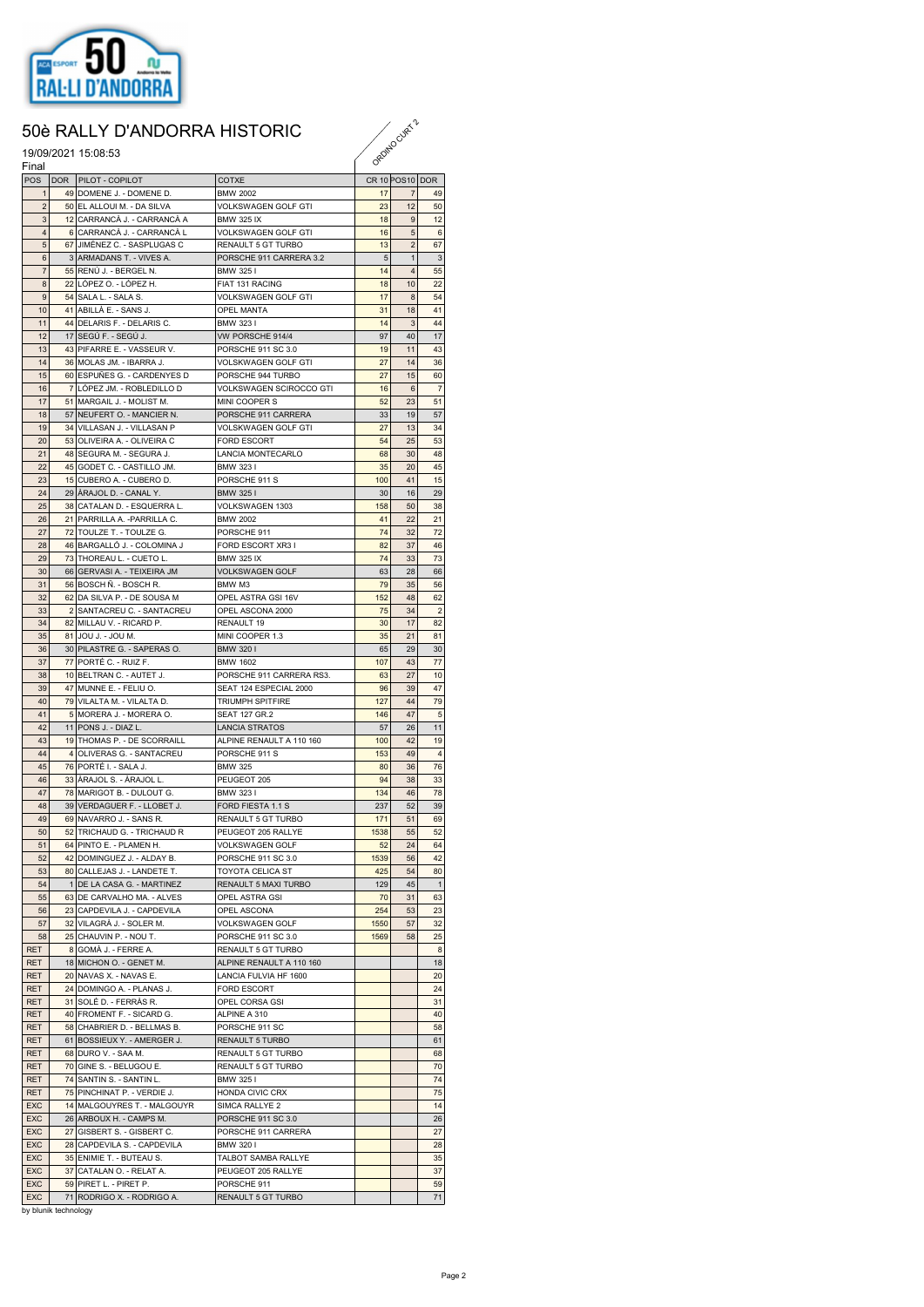# 50è RALLY D'ANDORRA HISTORIC

19/09/2021 15:08:53

Final

ORDINO CURT 2

| POS | DOR | PILOT - COPILOT | COTXE | CR 10 | POS10 | DOR |
|---|---|---|---|---|---|---|
| 1 | 49 | DOMENE J. - DOMENE D. | BMW 2002 | 17 | 7 | 49 |
| 2 | 50 | EL ALLOUI M. - DA SILVA | VOLKSWAGEN GOLF GTI | 23 | 12 | 50 |
| 3 | 12 | CARRANCÀ J. - CARRANCÀ A | BMW 325 IX | 18 | 9 | 12 |
| 4 | 6 | CARRANCÀ J. - CARRANCÀ L | VOLKSWAGEN GOLF GTI | 16 | 5 | 6 |
| 5 | 67 | JIMÉNEZ C. - SASPLUGAS C | RENAULT 5 GT TURBO | 13 | 2 | 67 |
| 6 | 3 | ARMADANS T. - VIVES A. | PORSCHE 911 CARRERA 3.2 | 5 | 1 | 3 |
| 7 | 55 | RENÚ J. - BERGEL N. | BMW 325 I | 14 | 4 | 55 |
| 8 | 22 | LÓPEZ O. - LÓPEZ H. | FIAT 131 RACING | 18 | 10 | 22 |
| 9 | 54 | SALA L. - SALA S. | VOLKSWAGEN GOLF GTI | 17 | 8 | 54 |
| 10 | 41 | ABILLÀ E. - SANS J. | OPEL MANTA | 31 | 18 | 41 |
| 11 | 44 | DELARIS F. - DELARIS C. | BMW 323 I | 14 | 3 | 44 |
| 12 | 17 | SEGÚ F. - SEGÚ J. | VW PORSCHE 914/4 | 97 | 40 | 17 |
| 13 | 43 | PIFARRE E. - VASSEUR V. | PORSCHE 911 SC 3.0 | 19 | 11 | 43 |
| 14 | 36 | MOLAS JM. - IBARRA J. | VOLKSWAGEN GOLF GTI | 27 | 14 | 36 |
| 15 | 60 | ESPUÑES G. - CARDENYES D | PORSCHE 944 TURBO | 27 | 15 | 60 |
| 16 | 7 | LÓPEZ JM. - ROBLEDILLO D | VOLKSWAGEN SCIROCCO GTI | 16 | 6 | 7 |
| 17 | 51 | MARGAIL J. - MOLIST M. | MINI COOPER S | 52 | 23 | 51 |
| 18 | 57 | NEUFERT O. - MANCIER N. | PORSCHE 911 CARRERA | 33 | 19 | 57 |
| 19 | 34 | VILLASAN J. - VILLASAN P | VOLKSWAGEN GOLF GTI | 27 | 13 | 34 |
| 20 | 53 | OLIVEIRA A. - OLIVEIRA C | FORD ESCORT | 54 | 25 | 53 |
| 21 | 48 | SEGURA M. - SEGURA J. | LANCIA MONTECARLO | 68 | 30 | 48 |
| 22 | 45 | GODET C. - CASTILLO JM. | BMW 323 I | 35 | 20 | 45 |
| 23 | 15 | CUBERO A. - CUBERO D. | PORSCHE 911 S | 100 | 41 | 15 |
| 24 | 29 | ÀRAJOL D. - CANAL Y. | BMW 325 I | 30 | 16 | 29 |
| 25 | 38 | CATALAN D. - ESQUERRA L. | VOLKSWAGEN 1303 | 158 | 50 | 38 |
| 26 | 21 | PARRILLA A. -PARRILLA C. | BMW 2002 | 41 | 22 | 21 |
| 27 | 72 | TOULZE T. - TOULZE G. | PORSCHE 911 | 74 | 32 | 72 |
| 28 | 46 | BARGALLÓ J. - COLOMINA J | FORD ESCORT XR3 I | 82 | 37 | 46 |
| 29 | 73 | THOREAU L. - CUETO L. | BMW 325 IX | 74 | 33 | 73 |
| 30 | 66 | GERVASI A. - TEIXEIRA JM | VOLKSWAGEN GOLF | 63 | 28 | 66 |
| 31 | 56 | BOSCH Ñ. - BOSCH R. | BMW M3 | 79 | 35 | 56 |
| 32 | 62 | DA SILVA P. - DE SOUSA M | OPEL ASTRA GSI 16V | 152 | 48 | 62 |
| 33 | 2 | SANTACREU C. - SANTACREU | OPEL ASCONA 2000 | 75 | 34 | 2 |
| 34 | 82 | MILLAU V. - RICARD P. | RENAULT 19 | 30 | 17 | 82 |
| 35 | 81 | JOU J. - JOU M. | MINI COOPER 1.3 | 35 | 21 | 81 |
| 36 | 30 | PILASTRE G. - SAPERAS O. | BMW 320 I | 65 | 29 | 30 |
| 37 | 77 | PORTÉ C. - RUIZ F. | BMW 1602 | 107 | 43 | 77 |
| 38 | 10 | BELTRAN C. - AUTET J. | PORSCHE 911 CARRERA RS3. | 63 | 27 | 10 |
| 39 | 47 | MUNNE E. - FELIU O. | SEAT 124 ESPECIAL 2000 | 96 | 39 | 47 |
| 40 | 79 | VILALTA M. - VILALTA D. | TRIUMPH SPITFIRE | 127 | 44 | 79 |
| 41 | 5 | MORERA J. - MORERA O. | SEAT 127 GR.2 | 146 | 47 | 5 |
| 42 | 11 | PONS J. - DIAZ L. | LANCIA STRATOS | 57 | 26 | 11 |
| 43 | 19 | THOMAS P. - DE SCORRAILL | ALPINE RENAULT A 110 160 | 100 | 42 | 19 |
| 44 | 4 | OLIVERAS G. - SANTACREU | PORSCHE 911 S | 153 | 49 | 4 |
| 45 | 76 | PORTÉ I. - SALA J. | BMW 325 | 80 | 36 | 76 |
| 46 | 33 | ÀRAJOL S. - ÀRAJOL L. | PEUGEOT 205 | 94 | 38 | 33 |
| 47 | 78 | MARIGOT B. - DULOUT G. | BMW 323 I | 134 | 46 | 78 |
| 48 | 39 | VERDAGUER F. - LLOBET J. | FORD FIESTA 1.1 S | 237 | 52 | 39 |
| 49 | 69 | NAVARRO J. - SANS R. | RENAULT 5 GT TURBO | 171 | 51 | 69 |
| 50 | 52 | TRICHAUD G. - TRICHAUD R | PEUGEOT 205 RALLYE | 1538 | 55 | 52 |
| 51 | 64 | PINTO E. - PLAMEN H. | VOLKSWAGEN GOLF | 52 | 24 | 64 |
| 52 | 42 | DOMINGUEZ J. - ALDAY B. | PORSCHE 911 SC 3.0 | 1539 | 56 | 42 |
| 53 | 80 | CALLEJAS J. - LANDETE T. | TOYOTA CELICA ST | 425 | 54 | 80 |
| 54 | 1 | DE LA CASA G. - MARTINEZ | RENAULT 5 MAXI TURBO | 129 | 45 | 1 |
| 55 | 63 | DE CARVALHO MA. - ALVES | OPEL ASTRA GSI | 70 | 31 | 63 |
| 56 | 23 | CAPDEVILA J. - CAPDEVILA | OPEL ASCONA | 254 | 53 | 23 |
| 57 | 32 | VILAGRÀ J. - SOLER M. | VOLKSWAGEN GOLF | 1550 | 57 | 32 |
| 58 | 25 | CHAUVIN P. - NOU T. | PORSCHE 911 SC 3.0 | 1569 | 58 | 25 |
| RET | 8 | GOMÀ J. - FERRE A. | RENAULT 5 GT TURBO | | | 8 |
| RET | 18 | MICHON O. - GENET M. | ALPINE RENAULT A 110 160 | | | 18 |
| RET | 20 | NAVAS X. - NAVAS E. | LANCIA FULVIA HF 1600 | | | 20 |
| RET | 24 | DOMINGO A. - PLANAS J. | FORD ESCORT | | | 24 |
| RET | 31 | SOLÉ D. - FERRÀS R. | OPEL CORSA GSI | | | 31 |
| RET | 40 | FROMENT F. - SICARD G. | ALPINE A 310 | | | 40 |
| RET | 58 | CHABRIER D. - BELLMAS B. | PORSCHE 911 SC | | | 58 |
| RET | 61 | BOSSIEUX Y. - AMERGER J. | RENAULT 5 TURBO | | | 61 |
| RET | 68 | DURO V. - SAA M. | RENAULT 5 GT TURBO | | | 68 |
| RET | 70 | GINE S. - BELUGOU E. | RENAULT 5 GT TURBO | | | 70 |
| RET | 74 | SANTIN S. - SANTIN L. | BMW 325 I | | | 74 |
| RET | 75 | PINCHINAT P. - VERDIE J. | HONDA CIVIC CRX | | | 75 |
| EXC | 14 | MALGOUYRES T. - MALGOUYR | SIMCA RALLYE 2 | | | 14 |
| EXC | 26 | ARBOUX H. - CAMPS M. | PORSCHE 911 SC 3.0 | | | 26 |
| EXC | 27 | GISBERT S. - GISBERT C. | PORSCHE 911 CARRERA | | | 27 |
| EXC | 28 | CAPDEVILA S. - CAPDEVILA | BMW 320 I | | | 28 |
| EXC | 35 | ENIMIE T. - BUTEAU S. | TALBOT SAMBA RALLYE | | | 35 |
| EXC | 37 | CATALAN O. - RELAT A. | PEUGEOT 205 RALLYE | | | 37 |
| EXC | 59 | PIRET L. - PIRET P. | PORSCHE 911 | | | 59 |
| EXC | 71 | RODRIGO X. - RODRIGO A. | RENAULT 5 GT TURBO | | | 71 |

by blunik technology